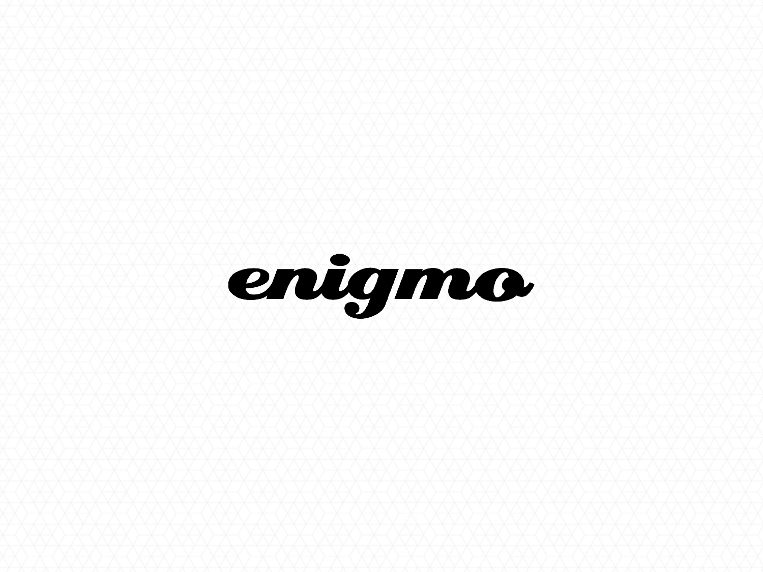enigmo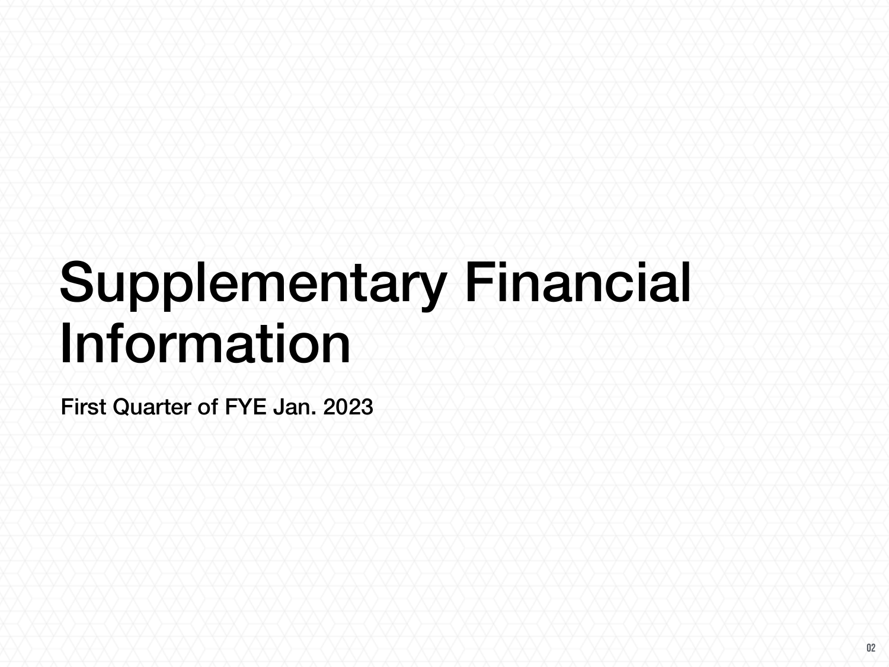# Supplementary Financial Information

**First Quarter of FYE Jan. 2023**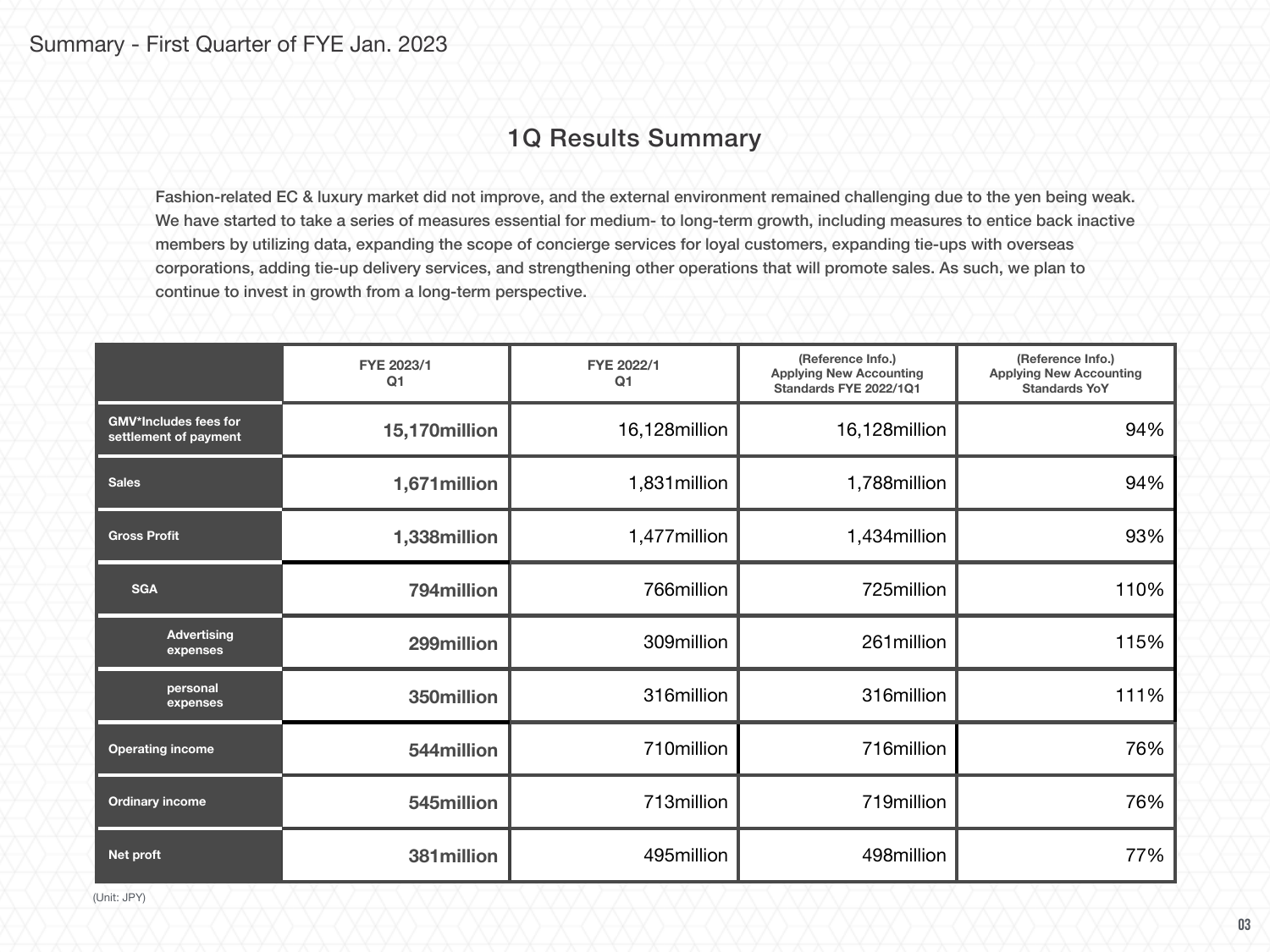# Summary - First Quarter of FYE Jan. 2023

## 1Q Results Summary

Fashion-related EC & luxury market did not improve, and the external environment remained challenging due to the yen being weak. We have started to take a series of measures essential for medium- to long-term growth, including measures to entice back inactive members by utilizing data, expanding the scope of concierge services for loyal customers, expanding tie-ups with overseas corporations, adding tie-up delivery services, and strengthening other operations that will promote sales. As such, we plan to continue to invest in growth from a long-term perspective.

| | FYE 2023/1 Q1 | FYE 2022/1 Q1 | (Reference Info.) Applying New Accounting Standards FYE 2022/1Q1 | (Reference Info.) Applying New Accounting Standards YoY |
|---|---|---|---|---|
| GMV*Includes fees for settlement of payment | **15,170million** | 16,128million | 16,128million | 94% |
| Sales | **1,671million** | 1,831million | 1,788million | 94% |
| Gross Profit | **1,338million** | 1,477million | 1,434million | 93% |
| SGA | **794million** | 766million | 725million | 110% |
| Advertising expenses | **299million** | 309million | 261million | 115% |
| personal expenses | **350million** | 316million | 316million | 111% |
| Operating income | **544million** | 710million | 716million | 76% |
| Ordinary income | **545million** | 713million | 719million | 76% |
| Net proft | **381million** | 495million | 498million | 77% |

(Unit: JPY)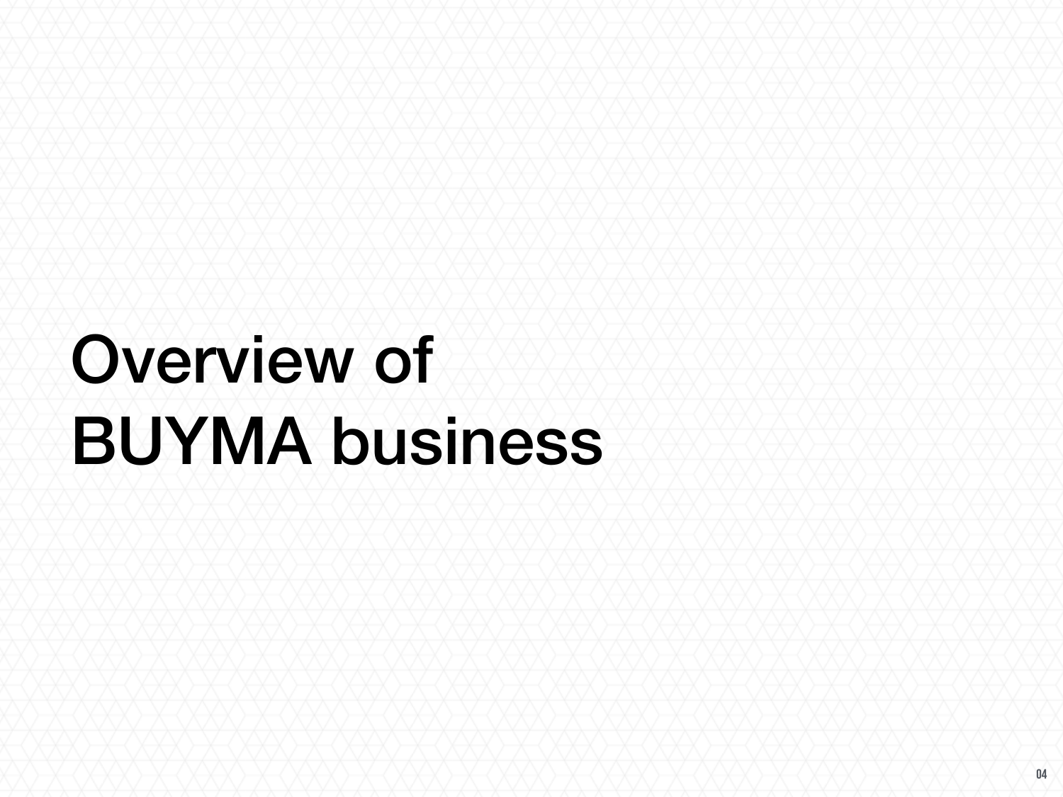# Overview of BUYMA business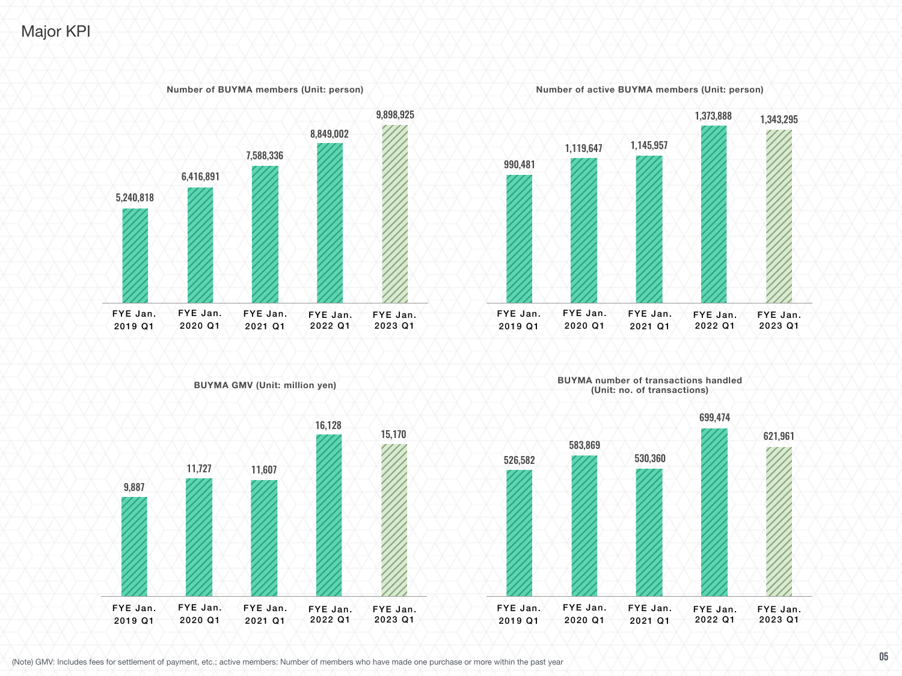# Major KPI

**Number of BUYMA members (Unit: person)**

| FYE Jan. 2019 Q1 | FYE Jan. 2020 Q1 | FYE Jan. 2021 Q1 | FYE Jan. 2022 Q1 | FYE Jan. 2023 Q1 |
|---|---|---|---|---|
| 5,240,818 | 6,416,891 | 7,588,336 | 8,849,002 | 9,898,925 |

**Number of active BUYMA members (Unit: person)**

| FYE Jan. 2019 Q1 | FYE Jan. 2020 Q1 | FYE Jan. 2021 Q1 | FYE Jan. 2022 Q1 | FYE Jan. 2023 Q1 |
|---|---|---|---|---|
| 990,481 | 1,119,647 | 1,145,957 | 1,373,888 | 1,343,295 |

**BUYMA GMV (Unit: million yen)**

| FYE Jan. 2019 Q1 | FYE Jan. 2020 Q1 | FYE Jan. 2021 Q1 | FYE Jan. 2022 Q1 | FYE Jan. 2023 Q1 |
|---|---|---|---|---|
| 9,887 | 11,727 | 11,607 | 16,128 | 15,170 |

**BUYMA number of transactions handled (Unit: no. of transactions)**

| FYE Jan. 2019 Q1 | FYE Jan. 2020 Q1 | FYE Jan. 2021 Q1 | FYE Jan. 2022 Q1 | FYE Jan. 2023 Q1 |
|---|---|---|---|---|
| 526,582 | 583,869 | 530,360 | 699,474 | 621,961 |

(Note) GMV: Includes fees for settlement of payment, etc.; active members: Number of members who have made one purchase or more within the past year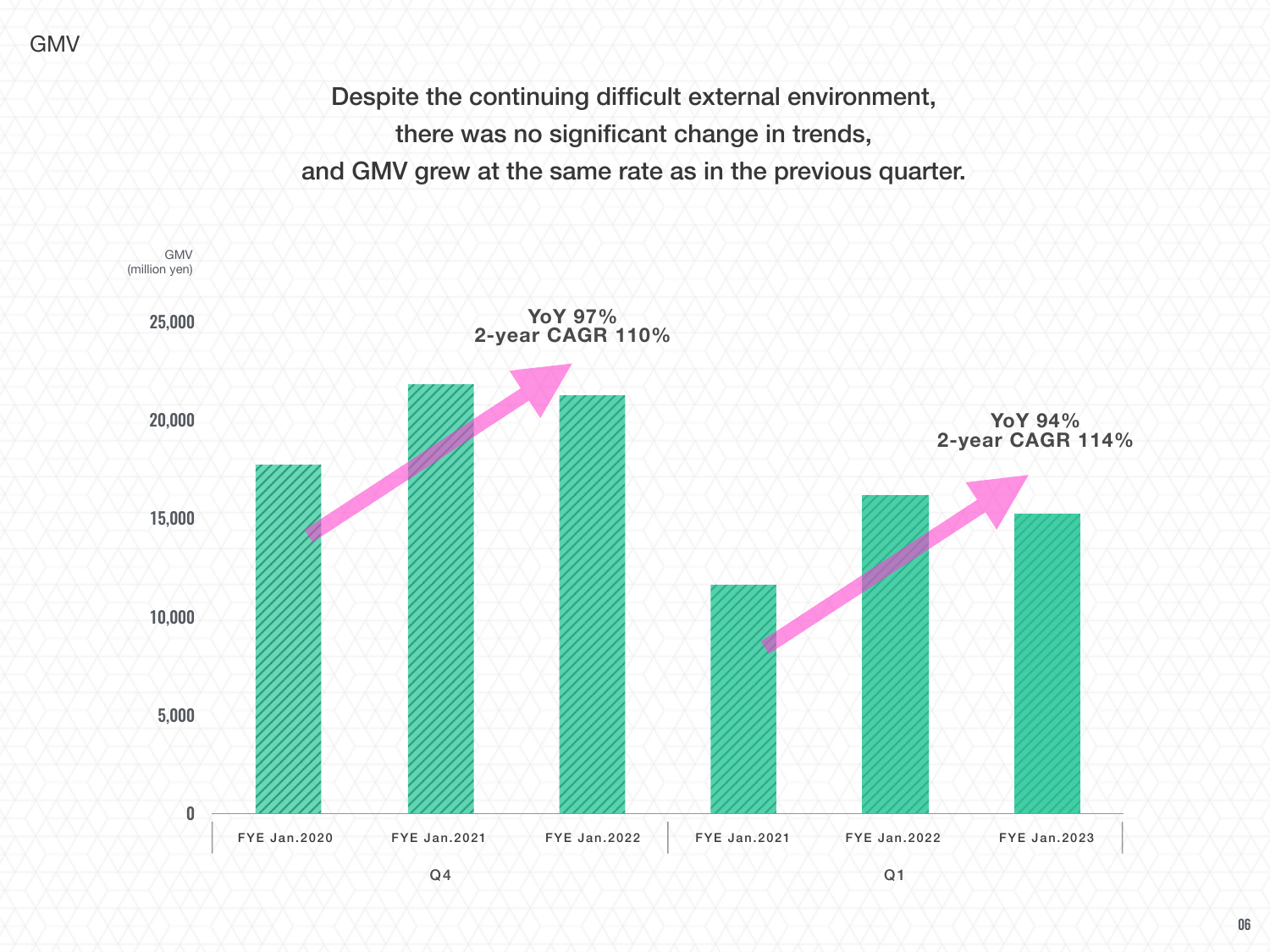# GMV

Despite the continuing difficult external environment, there was no significant change in trends, and GMV grew at the same rate as in the previous quarter.

GMV (million yen)

25,000
20,000
15,000
10,000
5,000
0

YoY 97%
2-year CAGR 110%

YoY 94%
2-year CAGR 114%

| Q4 | | | Q1 | | |
|---|---|---|---|---|---|
| FYE Jan.2020 | FYE Jan.2021 | FYE Jan.2022 | FYE Jan.2021 | FYE Jan.2022 | FYE Jan.2023 |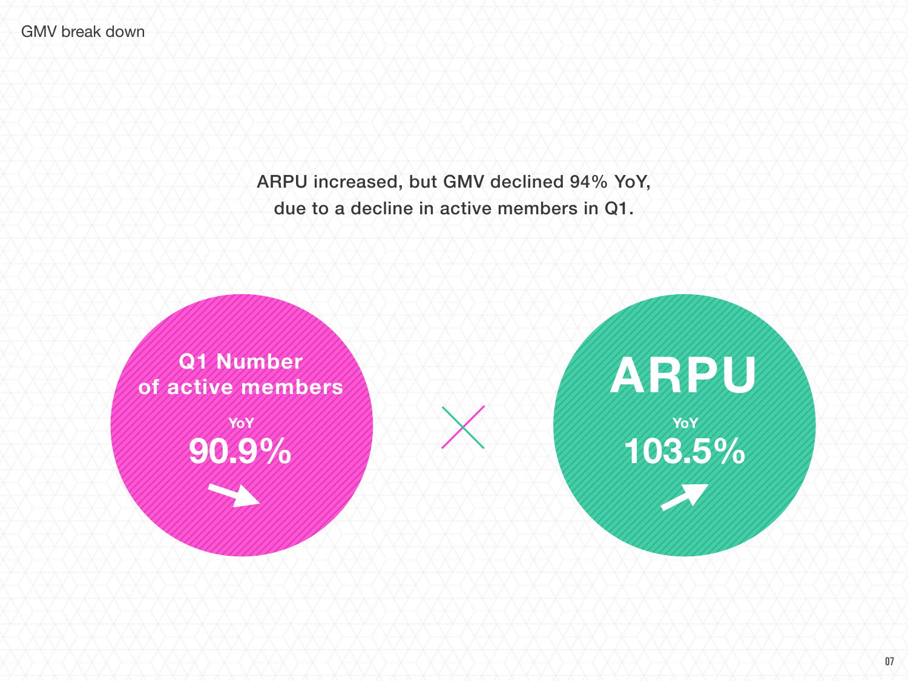# GMV break down

ARPU increased, but GMV declined 94% YoY,
due to a decline in active members in Q1.

**Q1 Number of active members**

YoY

**90.9%** ↘

×

**ARPU**

YoY

**103.5%** ↗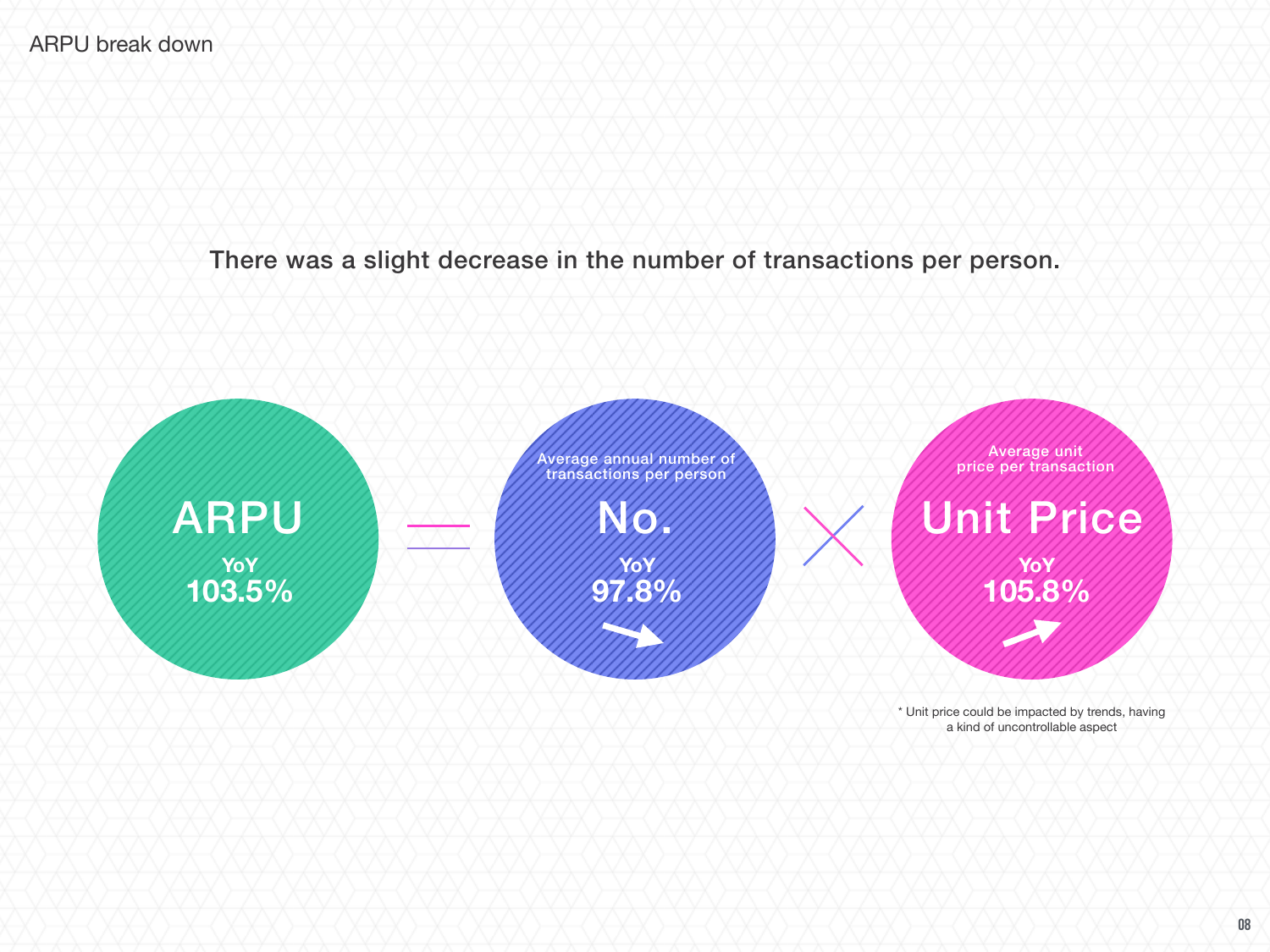# ARPU break down

**There was a slight decrease in the number of transactions per person.**

**ARPU**
YoY
**103.5%**

=

Average annual number of transactions per person
**No.**
YoY
**97.8%**

×

Average unit price per transaction
**Unit Price**
YoY
**105.8%**

* Unit price could be impacted by trends, having a kind of uncontrollable aspect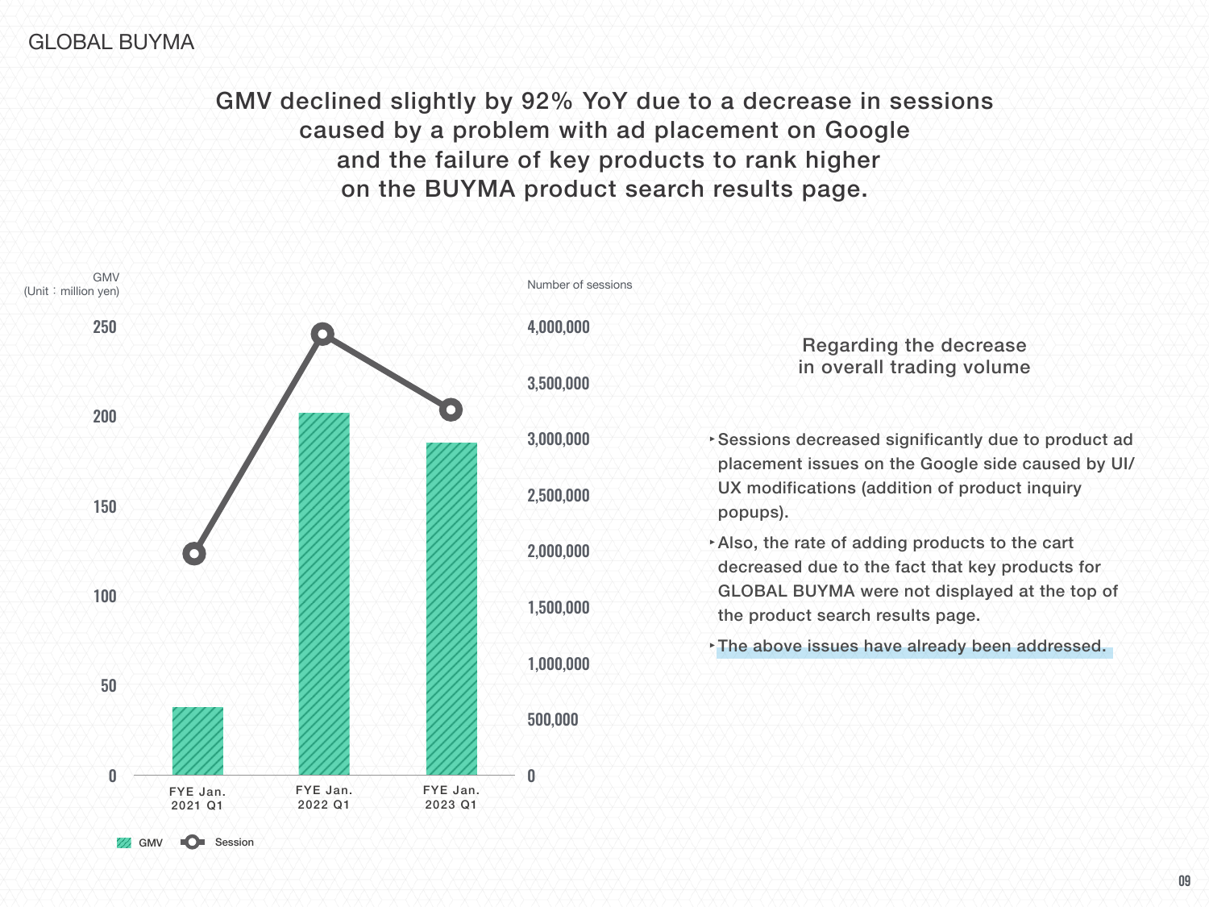# GLOBAL BUYMA

## GMV declined slightly by 92% YoY due to a decrease in sessions caused by a problem with ad placement on Google and the failure of key products to rank higher on the BUYMA product search results page.

GMV
(Unit：million yen)

Number of sessions

| | FYE Jan. 2021 Q1 | FYE Jan. 2022 Q1 | FYE Jan. 2023 Q1 |
|---|---|---|---|
| GMV | | | |
| Session | | | |

GMV　Session

### Regarding the decrease in overall trading volume

- Sessions decreased significantly due to product ad placement issues on the Google side caused by UI/ UX modifications (addition of product inquiry popups).
- Also, the rate of adding products to the cart decreased due to the fact that key products for GLOBAL BUYMA were not displayed at the top of the product search results page.
- The above issues have already been addressed.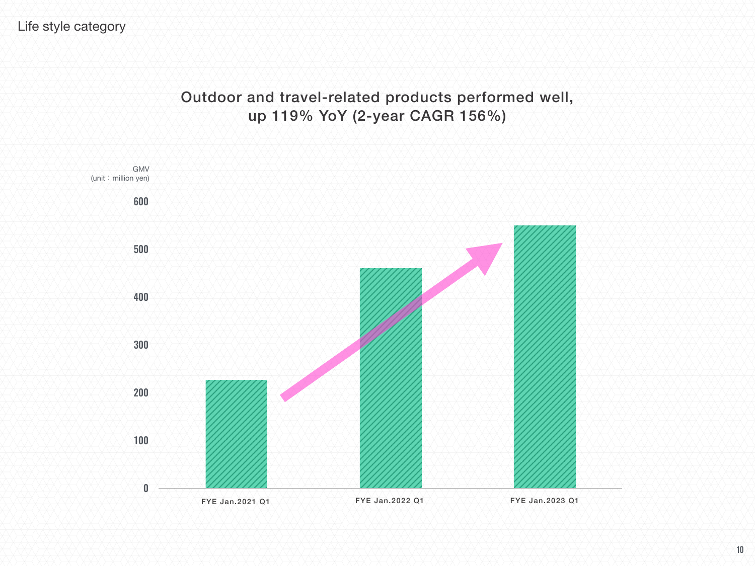Life style category

## Outdoor and travel-related products performed well, up 119% YoY (2-year CAGR 156%)

GMV
(unit：million yen)

600
500
400
300
200
100
0

FYE Jan.2021 Q1
FYE Jan.2022 Q1
FYE Jan.2023 Q1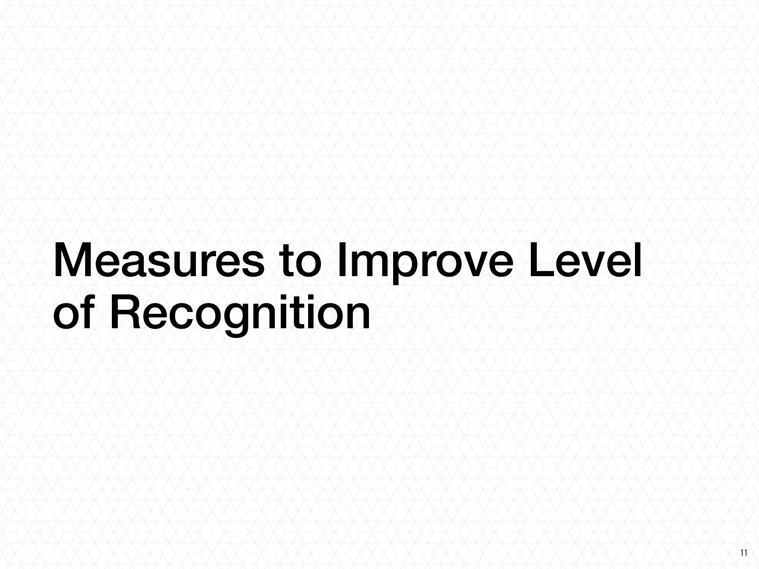# Measures to Improve Level of Recognition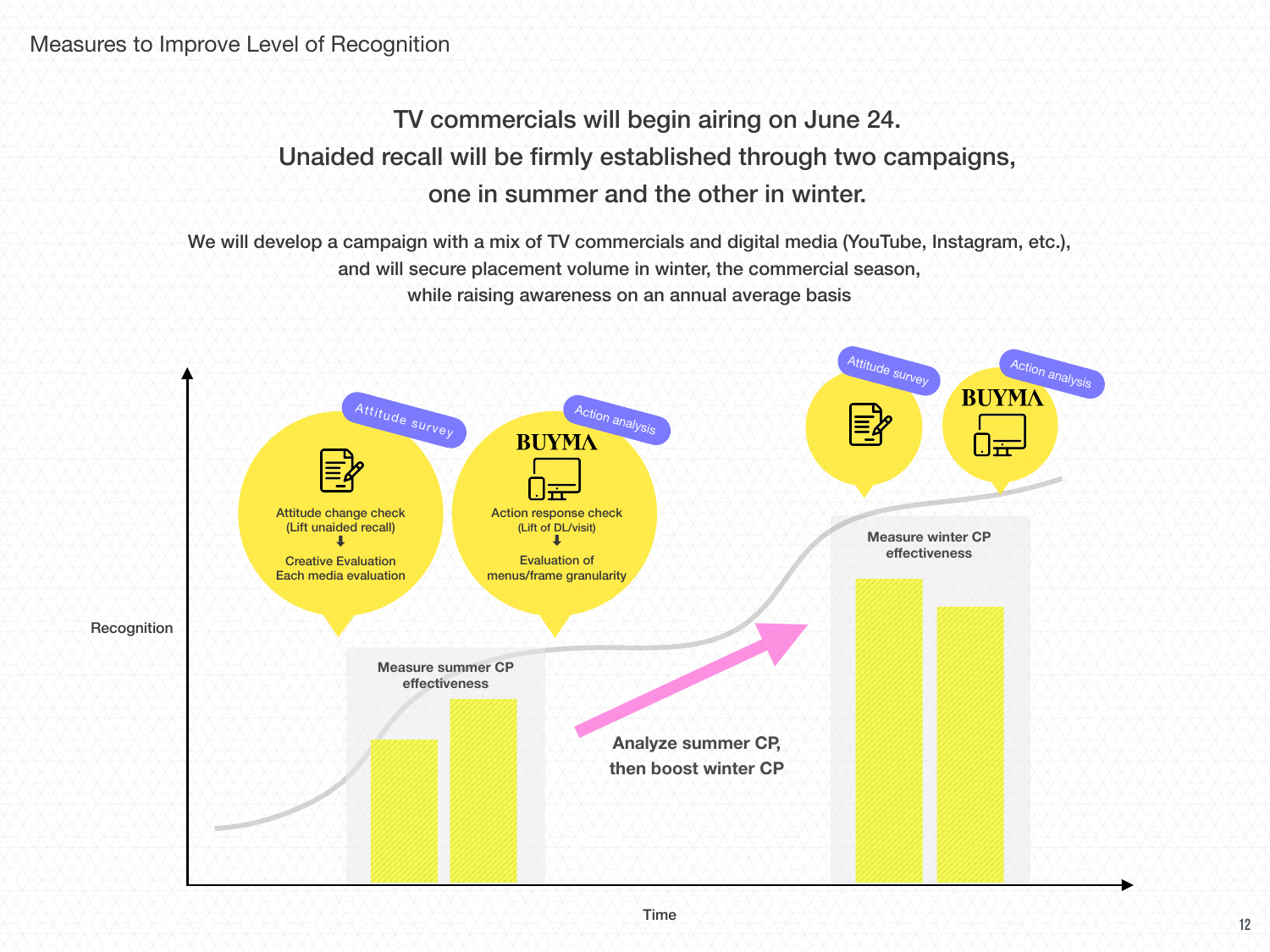## Measures to Improve Level of Recognition

### TV commercials will begin airing on June 24. Unaided recall will be firmly established through two campaigns, one in summer and the other in winter.

We will develop a campaign with a mix of TV commercials and digital media (YouTube, Instagram, etc.), and will secure placement volume in winter, the commercial season, while raising awareness on an annual average basis

Attitude survey

Attitude change check
(Lift unaided recall)
⬇
Creative Evaluation
Each media evaluation

Action analysis

BUYMA

Action response check
(Lift of DL/visit)
⬇
Evaluation of
menus/frame granularity

Measure summer CP effectiveness

Analyze summer CP, then boost winter CP

Attitude survey

Action analysis

BUYMA

Measure winter CP effectiveness

Recognition

Time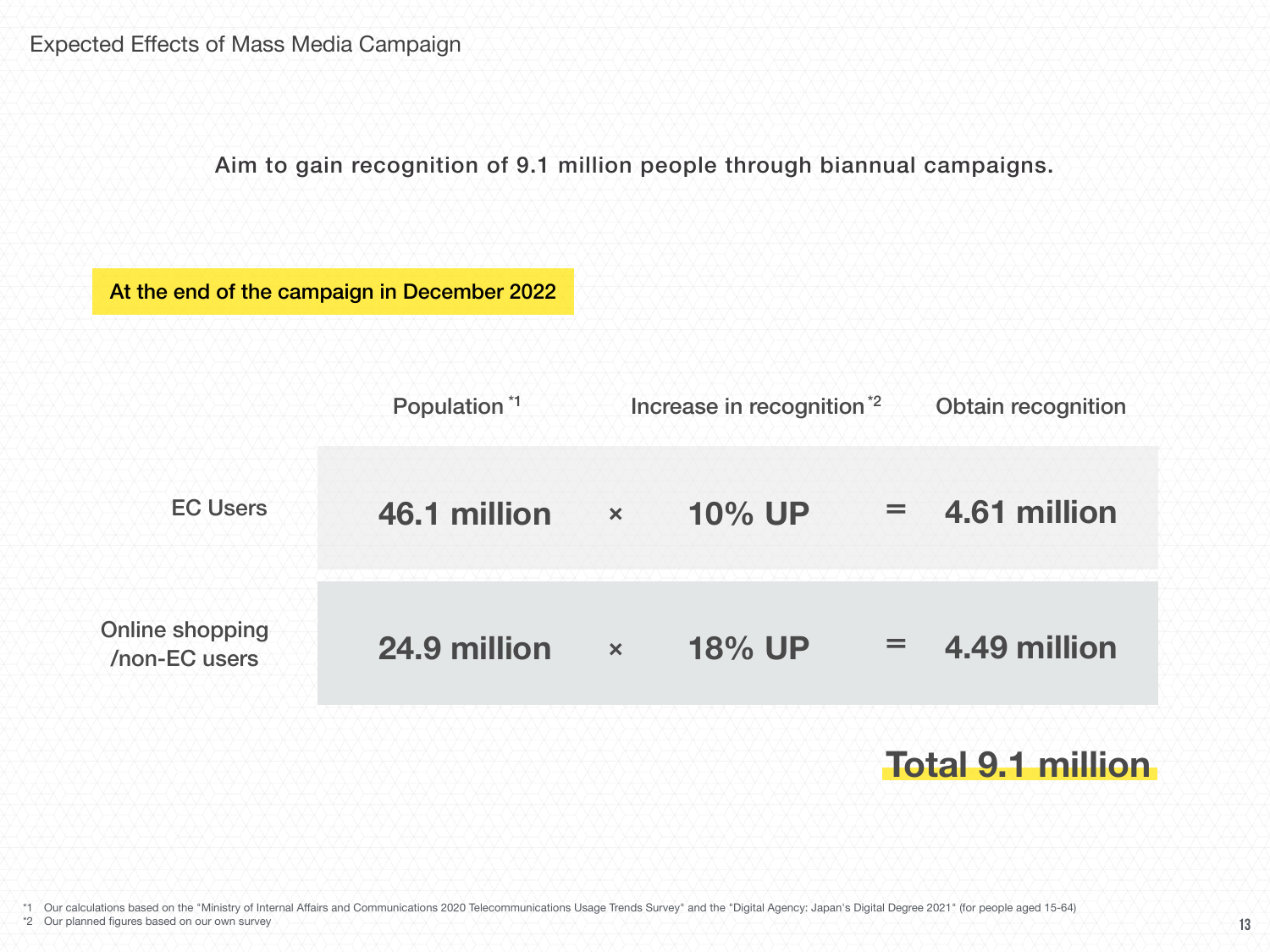# Expected Effects of Mass Media Campaign

Aim to gain recognition of 9.1 million people through biannual campaigns.

**At the end of the campaign in December 2022**

| | Population [*1] | | Increase in recognition [*2] | | Obtain recognition |
|---|---|---|---|---|---|
| EC Users | **46.1 million** | × | **10% UP** | = | **4.61 million** |
| Online shopping /non-EC users | **24.9 million** | × | **18% UP** | = | **4.49 million** |

**Total 9.1 million**

*1 Our calculations based on the "Ministry of Internal Affairs and Communications 2020 Telecommunications Usage Trends Survey" and the "Digital Agency: Japan's Digital Degree 2021" (for people aged 15-64)
*2 Our planned figures based on our own survey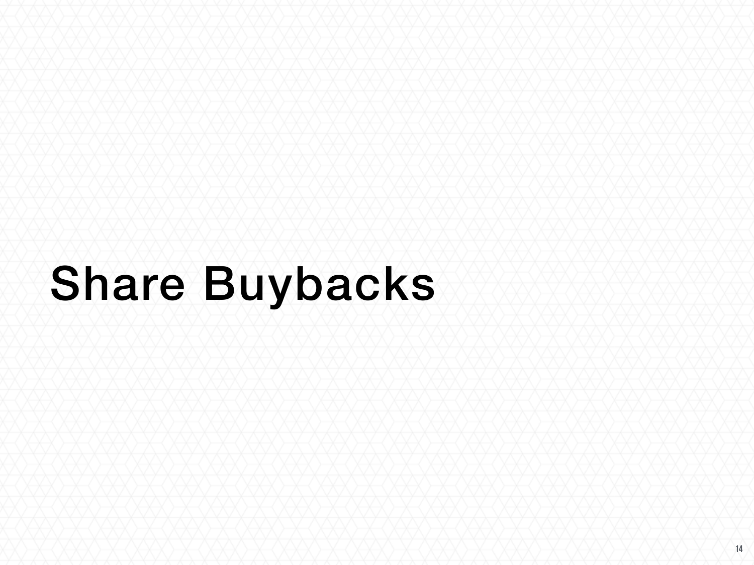# Share Buybacks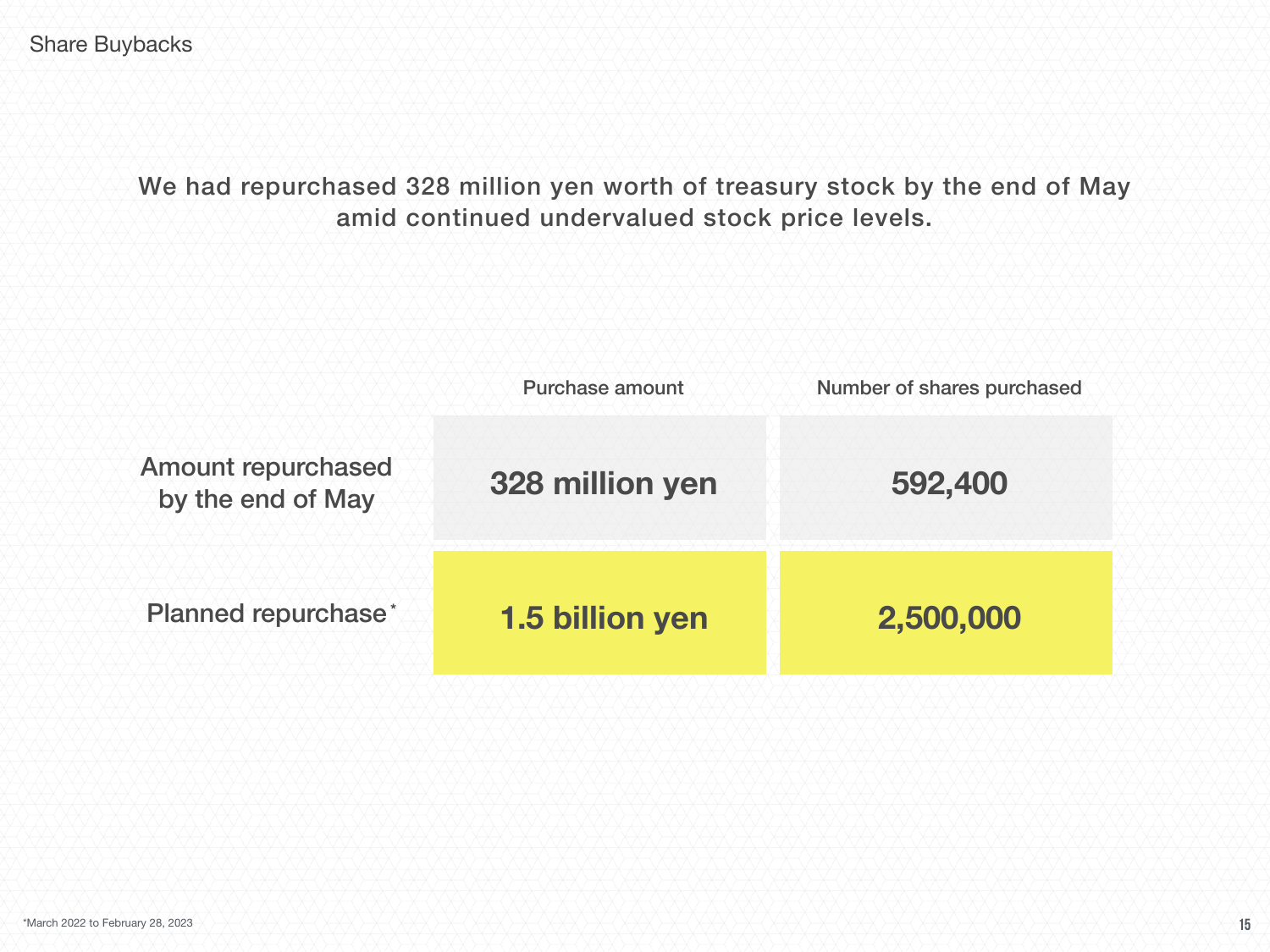# Share Buybacks

We had repurchased 328 million yen worth of treasury stock by the end of May amid continued undervalued stock price levels.

| | Purchase amount | Number of shares purchased |
|---|---|---|
| Amount repurchased by the end of May | **328 million yen** | **592,400** |
| Planned repurchase* | **1.5 billion yen** | **2,500,000** |

*March 2022 to February 28, 2023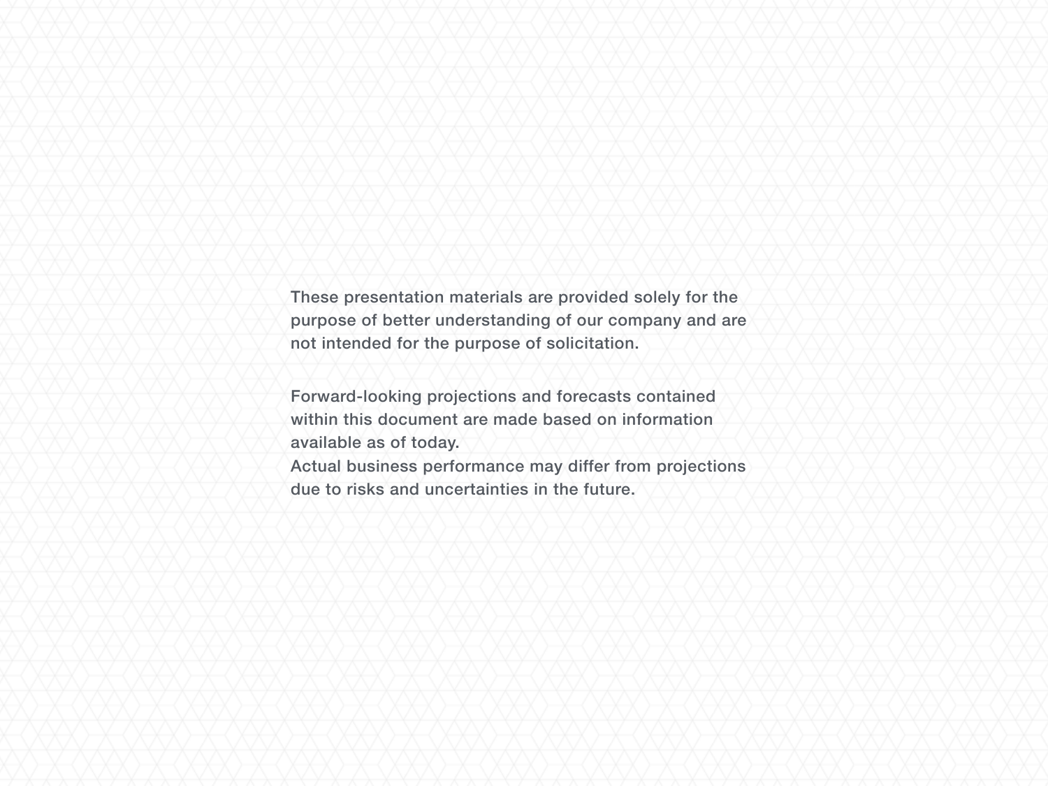These presentation materials are provided solely for the purpose of better understanding of our company and are not intended for the purpose of solicitation.

Forward-looking projections and forecasts contained within this document are made based on information available as of today.
Actual business performance may differ from projections due to risks and uncertainties in the future.